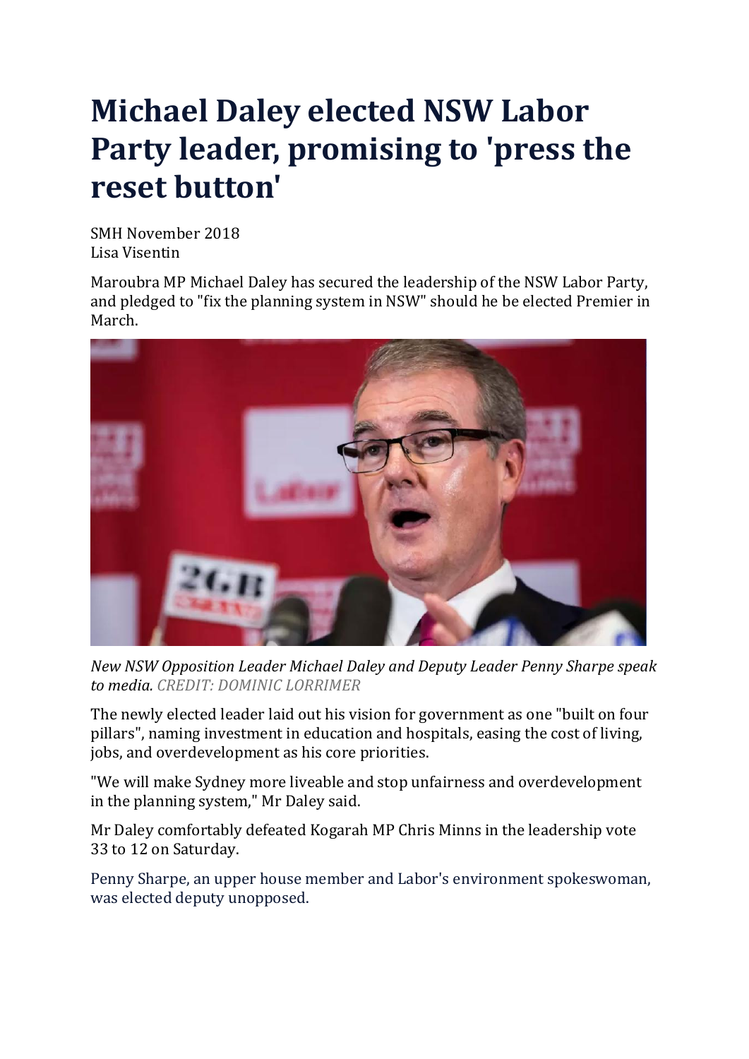# Michael Daley elected NSW Labor Party leader, promising to 'press the reset button'

SMH November 2018
Lisa Visentin

Maroubra MP Michael Daley has secured the leadership of the NSW Labor Party, and pledged to "fix the planning system in NSW" should he be elected Premier in March.

*New NSW Opposition Leader Michael Daley and Deputy Leader Penny Sharpe speak to media.* CREDIT: DOMINIC LORRIMER

The newly elected leader laid out his vision for government as one "built on four pillars", naming investment in education and hospitals, easing the cost of living, jobs, and overdevelopment as his core priorities.

"We will make Sydney more liveable and stop unfairness and overdevelopment in the planning system," Mr Daley said.

Mr Daley comfortably defeated Kogarah MP Chris Minns in the leadership vote 33 to 12 on Saturday.

Penny Sharpe, an upper house member and Labor's environment spokeswoman, was elected deputy unopposed.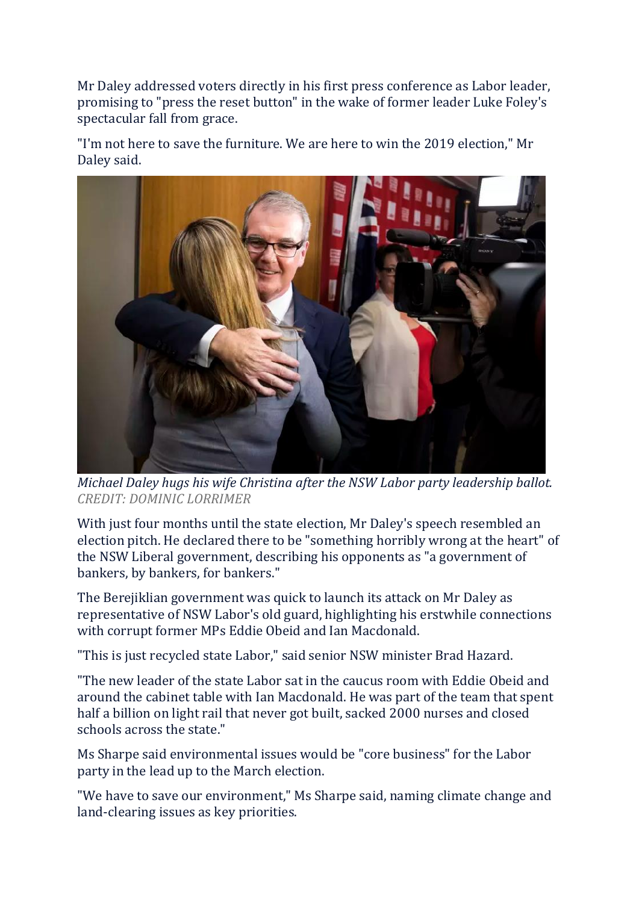Mr Daley addressed voters directly in his first press conference as Labor leader, promising to "press the reset button" in the wake of former leader Luke Foley's spectacular fall from grace.

"I'm not here to save the furniture. We are here to win the 2019 election," Mr Daley said.

*Michael Daley hugs his wife Christina after the NSW Labor party leadership ballot.*
*CREDIT: DOMINIC LORRIMER*

With just four months until the state election, Mr Daley's speech resembled an election pitch. He declared there to be "something horribly wrong at the heart" of the NSW Liberal government, describing his opponents as "a government of bankers, by bankers, for bankers."

The Berejiklian government was quick to launch its attack on Mr Daley as representative of NSW Labor's old guard, highlighting his erstwhile connections with corrupt former MPs Eddie Obeid and Ian Macdonald.

"This is just recycled state Labor," said senior NSW minister Brad Hazard.

"The new leader of the state Labor sat in the caucus room with Eddie Obeid and around the cabinet table with Ian Macdonald. He was part of the team that spent half a billion on light rail that never got built, sacked 2000 nurses and closed schools across the state."

Ms Sharpe said environmental issues would be "core business" for the Labor party in the lead up to the March election.

"We have to save our environment," Ms Sharpe said, naming climate change and land-clearing issues as key priorities.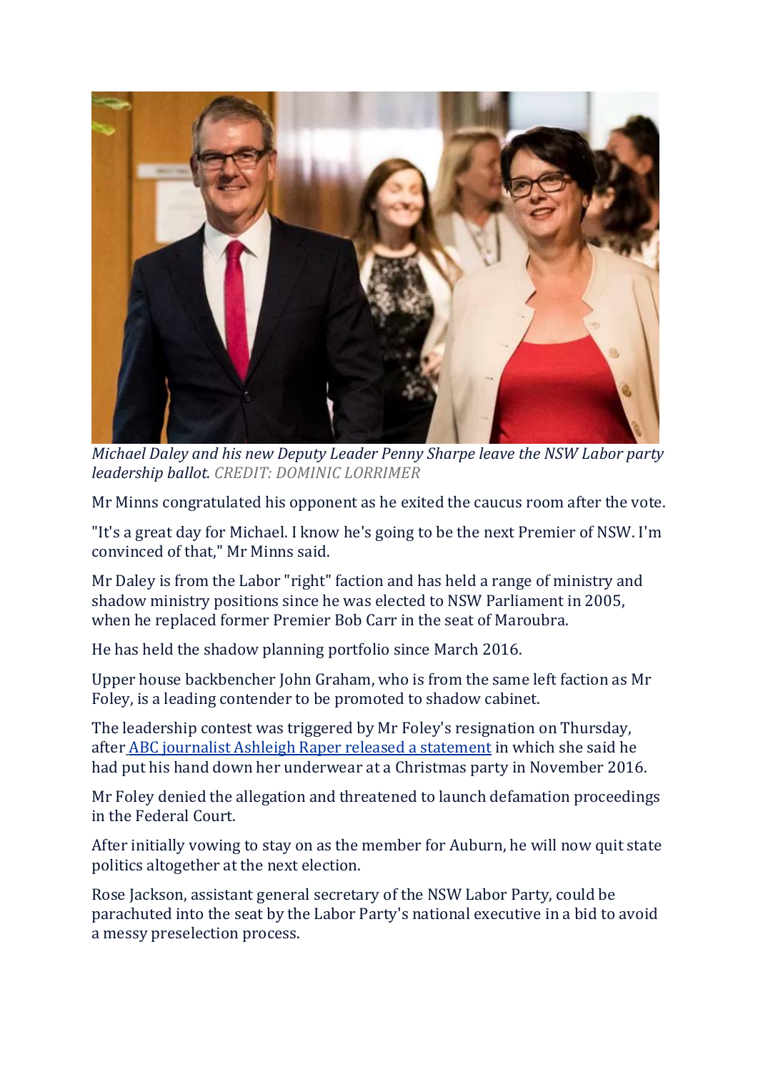*Michael Daley and his new Deputy Leader Penny Sharpe leave the NSW Labor party leadership ballot.* CREDIT: DOMINIC LORRIMER

Mr Minns congratulated his opponent as he exited the caucus room after the vote.

"It's a great day for Michael. I know he's going to be the next Premier of NSW. I'm convinced of that," Mr Minns said.

Mr Daley is from the Labor "right" faction and has held a range of ministry and shadow ministry positions since he was elected to NSW Parliament in 2005, when he replaced former Premier Bob Carr in the seat of Maroubra.

He has held the shadow planning portfolio since March 2016.

Upper house backbencher John Graham, who is from the same left faction as Mr Foley, is a leading contender to be promoted to shadow cabinet.

The leadership contest was triggered by Mr Foley's resignation on Thursday, after ABC journalist Ashleigh Raper released a statement in which she said he had put his hand down her underwear at a Christmas party in November 2016.

Mr Foley denied the allegation and threatened to launch defamation proceedings in the Federal Court.

After initially vowing to stay on as the member for Auburn, he will now quit state politics altogether at the next election.

Rose Jackson, assistant general secretary of the NSW Labor Party, could be parachuted into the seat by the Labor Party's national executive in a bid to avoid a messy preselection process.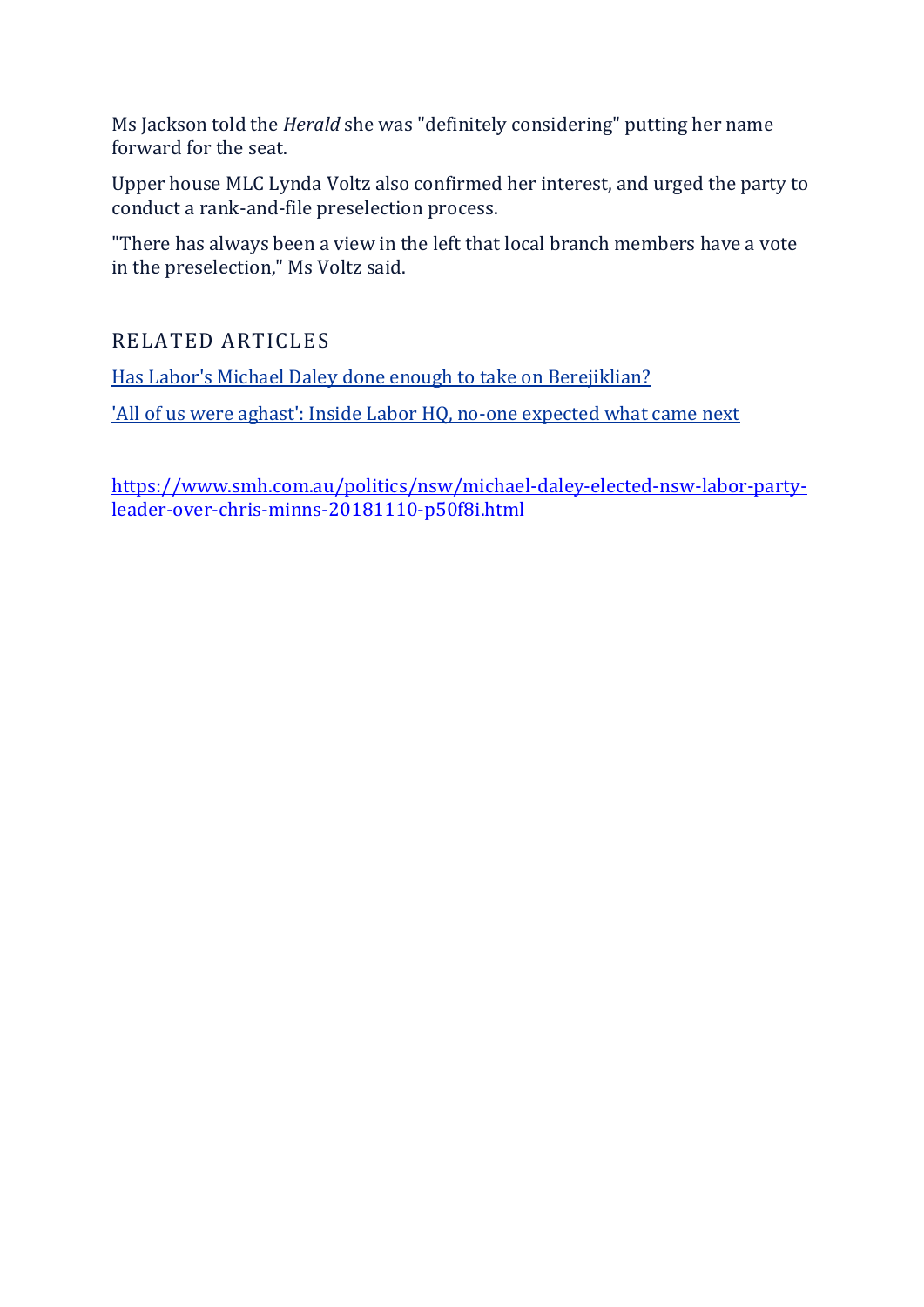Ms Jackson told the *Herald* she was "definitely considering" putting her name forward for the seat.

Upper house MLC Lynda Voltz also confirmed her interest, and urged the party to conduct a rank-and-file preselection process.

"There has always been a view in the left that local branch members have a vote in the preselection," Ms Voltz said.

## RELATED ARTICLES

[Has Labor's Michael Daley done enough to take on Berejiklian?]

['All of us were aghast': Inside Labor HQ, no-one expected what came next]

https://www.smh.com.au/politics/nsw/michael-daley-elected-nsw-labor-party-leader-over-chris-minns-20181110-p50f8i.html